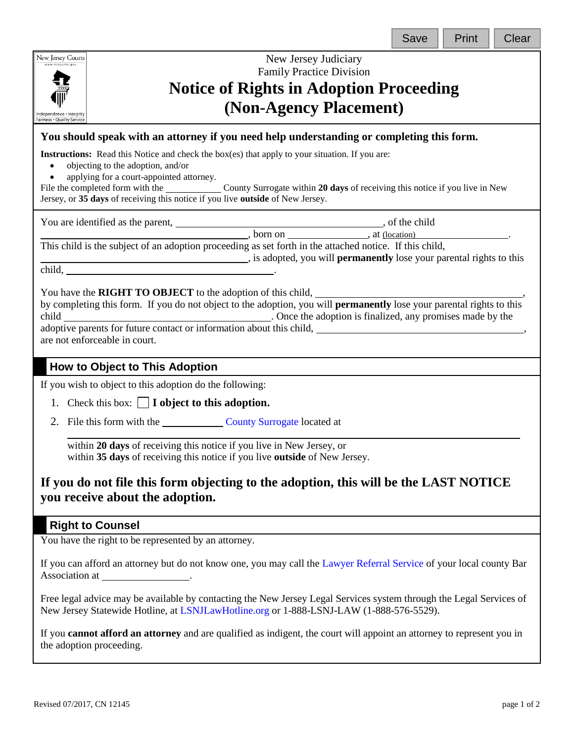New Jersey Judiciary
Family Practice Division

# Notice of Rights in Adoption Proceeding (Non-Agency Placement)

**You should speak with an attorney if you need help understanding or completing this form.**

**Instructions:** Read this Notice and check the box(es) that apply to your situation. If you are:

- objecting to the adoption, and/or
- applying for a court-appointed attorney.

File the completed form with the ____________ County Surrogate within **20 days** of receiving this notice if you live in New Jersey, or **35 days** of receiving this notice if you live **outside** of New Jersey.

You are identified as the parent, ____________________________________________, of the child ____________________________________________, born on ________________, at (location) ______________________.
This child is the subject of an adoption proceeding as set forth in the attached notice. If this child, ____________________________________________, is adopted, you will **permanently** lose your parental rights to this child, ____________________________________________.

You have the **RIGHT TO OBJECT** to the adoption of this child, ____________________________________________, by completing this form. If you do not object to the adoption, you will **permanently** lose your parental rights to this child ____________________________________________. Once the adoption is finalized, any promises made by the adoptive parents for future contact or information about this child, ____________________________________________, are not enforceable in court.

## How to Object to This Adoption

If you wish to object to this adoption do the following:

1. Check this box: ☐ **I object to this adoption.**
2. File this form with the ____________ County Surrogate located at

   ____________________________________________________________________________

   within **20 days** of receiving this notice if you live in New Jersey, or
   within **35 days** of receiving this notice if you live **outside** of New Jersey.

### If you do not file this form objecting to the adoption, this will be the LAST NOTICE you receive about the adoption.

## Right to Counsel

You have the right to be represented by an attorney.

If you can afford an attorney but do not know one, you may call the Lawyer Referral Service of your local county Bar Association at ________________.

Free legal advice may be available by contacting the New Jersey Legal Services system through the Legal Services of New Jersey Statewide Hotline, at LSNJLawHotline.org or 1-888-LSNJ-LAW (1-888-576-5529).

If you **cannot afford an attorney** and are qualified as indigent, the court will appoint an attorney to represent you in the adoption proceeding.

Revised 07/2017, CN 12145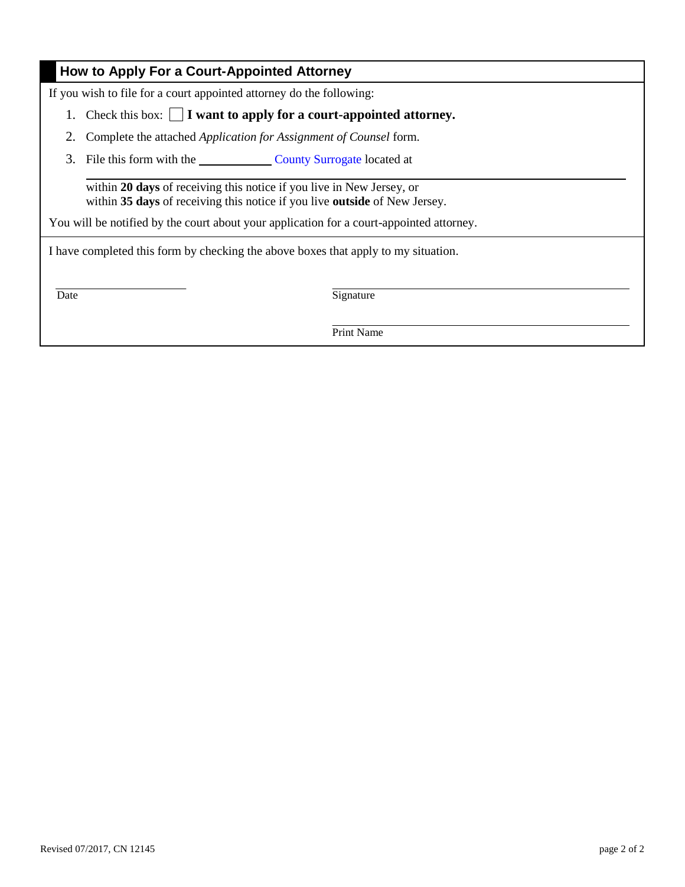## How to Apply For a Court-Appointed Attorney

If you wish to file for a court appointed attorney do the following:

1. Check this box: ☐ **I want to apply for a court-appointed attorney.**
2. Complete the attached *Application for Assignment of Counsel* form.
3. File this form with the ____________ County Surrogate located at

   ______________________________________________________________

   within **20 days** of receiving this notice if you live in New Jersey, or
   within **35 days** of receiving this notice if you live **outside** of New Jersey.

You will be notified by the court about your application for a court-appointed attorney.

I have completed this form by checking the above boxes that apply to my situation.

______________________ Date

______________________________ Signature

______________________________ Print Name

Revised 07/2017, CN 12145